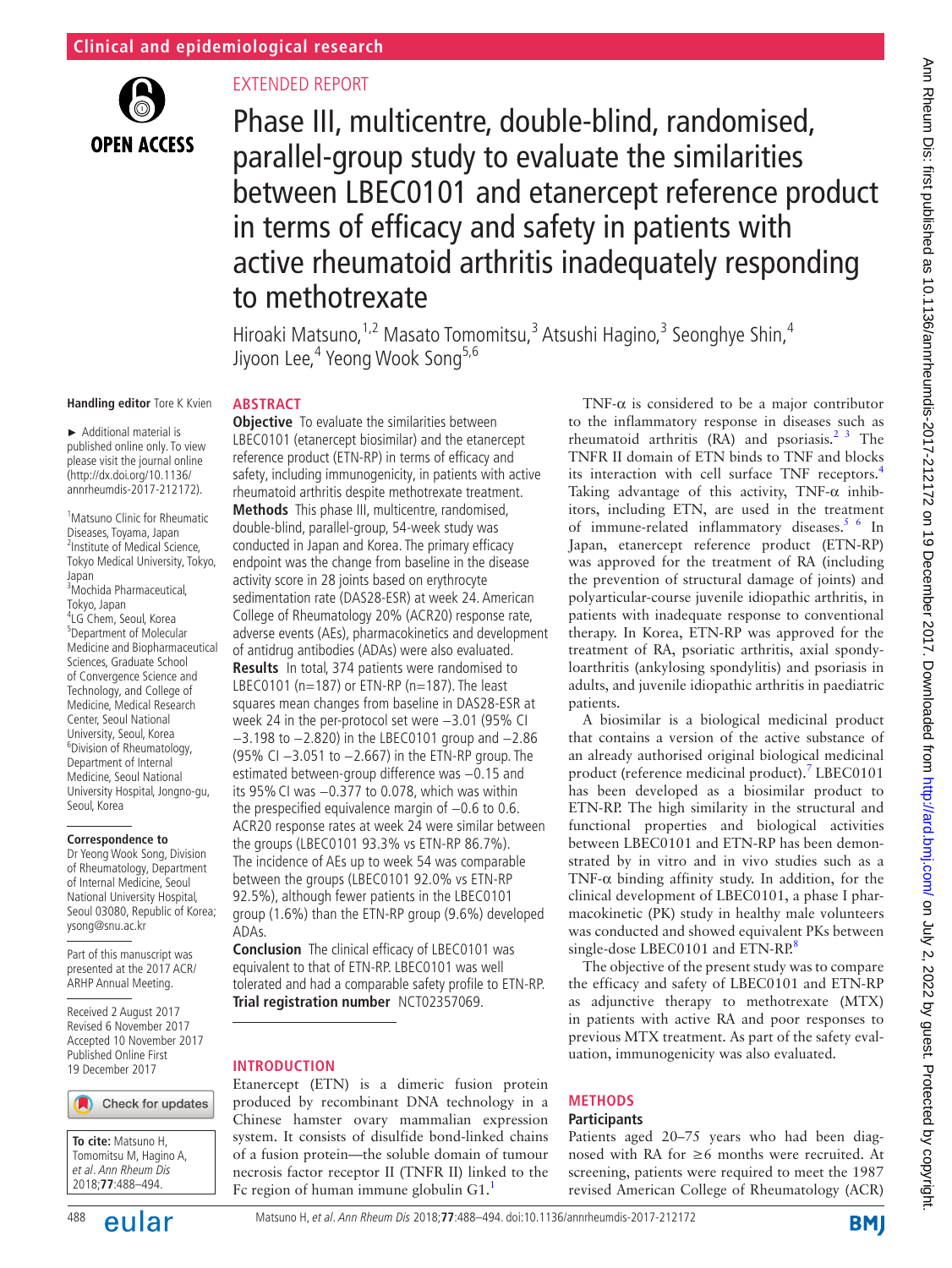Clinical and epidemiological research

EXTENDED REPORT

# Phase III, multicentre, double-blind, randomised, parallel-group study to evaluate the similarities between LBEC0101 and etanercept reference product in terms of efficacy and safety in patients with active rheumatoid arthritis inadequately responding to methotrexate

Hiroaki Matsuno,[1,2] Masato Tomomitsu,[3] Atsushi Hagino,[3] Seonghye Shin,[4] Jiyoon Lee,[4] Yeong Wook Song[5,6]

**Handling editor** Tore K Kvien

► Additional material is published online only. To view please visit the journal online (http://dx.doi.org/10.1136/annrheumdis-2017-212172).

[1]Matsuno Clinic for Rheumatic Diseases, Toyama, Japan
[2]Institute of Medical Science, Tokyo Medical University, Tokyo, Japan
[3]Mochida Pharmaceutical, Tokyo, Japan
[4]LG Chem, Seoul, Korea
[5]Department of Molecular Medicine and Biopharmaceutical Sciences, Graduate School of Convergence Science and Technology, and College of Medicine, Medical Research Center, Seoul National University, Seoul, Korea
[6]Division of Rheumatology, Department of Internal Medicine, Seoul National University Hospital, Jongno-gu, Seoul, Korea

**Correspondence to**
Dr Yeong Wook Song, Division of Rheumatology, Department of Internal Medicine, Seoul National University Hospital, Seoul 03080, Republic of Korea; ysong@snu.ac.kr

Part of this manuscript was presented at the 2017 ACR/ARHP Annual Meeting.

Received 2 August 2017
Revised 6 November 2017
Accepted 10 November 2017
Published Online First 19 December 2017

**To cite:** Matsuno H, Tomomitsu M, Hagino A, *et al*. *Ann Rheum Dis* 2018;**77**:488–494.

## ABSTRACT

**Objective** To evaluate the similarities between LBEC0101 (etanercept biosimilar) and the etanercept reference product (ETN-RP) in terms of efficacy and safety, including immunogenicity, in patients with active rheumatoid arthritis despite methotrexate treatment.

**Methods** This phase III, multicentre, randomised, double-blind, parallel-group, 54-week study was conducted in Japan and Korea. The primary efficacy endpoint was the change from baseline in the disease activity score in 28 joints based on erythrocyte sedimentation rate (DAS28-ESR) at week 24. American College of Rheumatology 20% (ACR20) response rate, adverse events (AEs), pharmacokinetics and development of antidrug antibodies (ADAs) were also evaluated.

**Results** In total, 374 patients were randomised to LBEC0101 (n=187) or ETN-RP (n=187). The least squares mean changes from baseline in DAS28-ESR at week 24 in the per-protocol set were −3.01 (95% CI −3.198 to −2.820) in the LBEC0101 group and −2.86 (95% CI −3.051 to −2.667) in the ETN-RP group. The estimated between-group difference was −0.15 and its 95% CI was −0.377 to 0.078, which was within the prespecified equivalence margin of −0.6 to 0.6. ACR20 response rates at week 24 were similar between the groups (LBEC0101 93.3% vs ETN-RP 86.7%). The incidence of AEs up to week 54 was comparable between the groups (LBEC0101 92.0% vs ETN-RP 92.5%), although fewer patients in the LBEC0101 group (1.6%) than the ETN-RP group (9.6%) developed ADAs.

**Conclusion** The clinical efficacy of LBEC0101 was equivalent to that of ETN-RP. LBEC0101 was well tolerated and had a comparable safety profile to ETN-RP.

**Trial registration number** NCT02357069.

## INTRODUCTION

Etanercept (ETN) is a dimeric fusion protein produced by recombinant DNA technology in a Chinese hamster ovary mammalian expression system. It consists of disulfide bond-linked chains of a fusion protein—the soluble domain of tumour necrosis factor receptor II (TNFR II) linked to the Fc region of human immune globulin G1.[1]

TNF-α is considered to be a major contributor to the inflammatory response in diseases such as rheumatoid arthritis (RA) and psoriasis.[2 3] The TNFR II domain of ETN binds to TNF and blocks its interaction with cell surface TNF receptors.[4] Taking advantage of this activity, TNF-α inhibitors, including ETN, are used in the treatment of immune-related inflammatory diseases.[5 6] In Japan, etanercept reference product (ETN-RP) was approved for the treatment of RA (including the prevention of structural damage of joints) and polyarticular-course juvenile idiopathic arthritis, in patients with inadequate response to conventional therapy. In Korea, ETN-RP was approved for the treatment of RA, psoriatic arthritis, axial spondyloarthritis (ankylosing spondylitis) and psoriasis in adults, and juvenile idiopathic arthritis in paediatric patients.

A biosimilar is a biological medicinal product that contains a version of the active substance of an already authorised original biological medicinal product (reference medicinal product).[7] LBEC0101 has been developed as a biosimilar product to ETN-RP. The high similarity in the structural and functional properties and biological activities between LBEC0101 and ETN-RP has been demonstrated by in vitro and in vivo studies such as a TNF-α binding affinity study. In addition, for the clinical development of LBEC0101, a phase I pharmacokinetic (PK) study in healthy male volunteers was conducted and showed equivalent PKs between single-dose LBEC0101 and ETN-RP.[8]

The objective of the present study was to compare the efficacy and safety of LBEC0101 and ETN-RP as adjunctive therapy to methotrexate (MTX) in patients with active RA and poor responses to previous MTX treatment. As part of the safety evaluation, immunogenicity was also evaluated.

## METHODS

### Participants

Patients aged 20–75 years who had been diagnosed with RA for ≥6 months were recruited. At screening, patients were required to meet the 1987 revised American College of Rheumatology (ACR)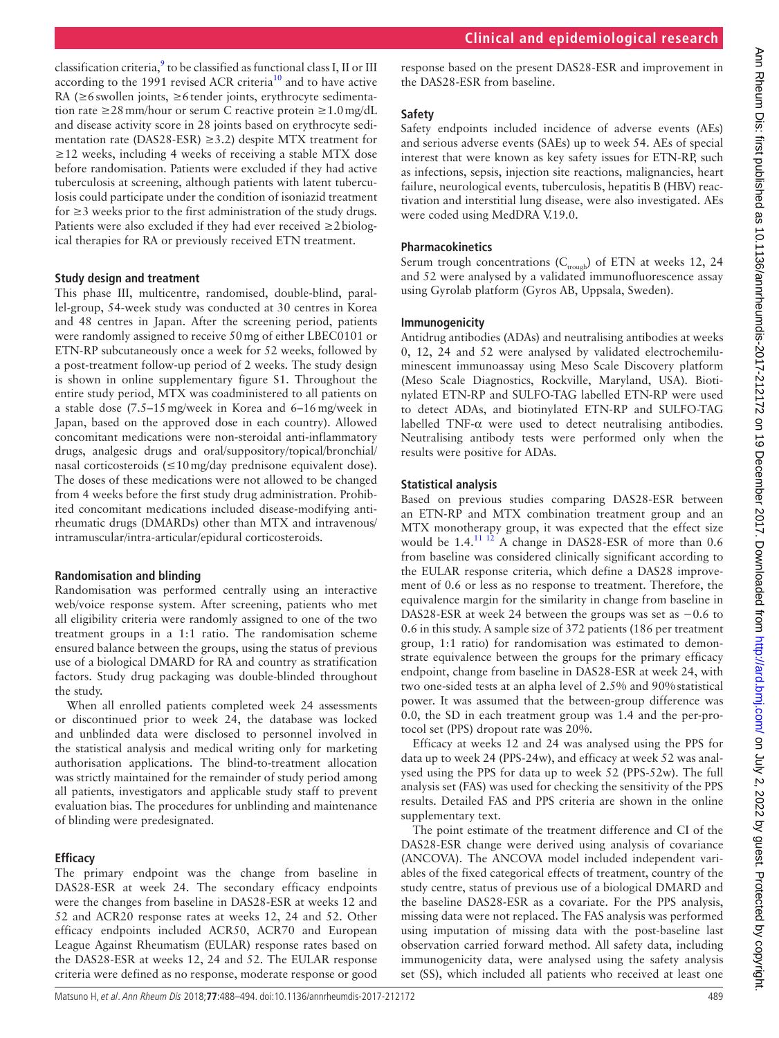classification criteria,[9] to be classified as functional class I, II or III according to the 1991 revised ACR criteria[10] and to have active RA (≥6 swollen joints, ≥6 tender joints, erythrocyte sedimentation rate ≥28 mm/hour or serum C reactive protein ≥1.0 mg/dL and disease activity score in 28 joints based on erythrocyte sedimentation rate (DAS28-ESR) ≥3.2) despite MTX treatment for ≥12 weeks, including 4 weeks of receiving a stable MTX dose before randomisation. Patients were excluded if they had active tuberculosis at screening, although patients with latent tuberculosis could participate under the condition of isoniazid treatment for ≥3 weeks prior to the first administration of the study drugs. Patients were also excluded if they had ever received ≥2 biological therapies for RA or previously received ETN treatment.

### Study design and treatment

This phase III, multicentre, randomised, double-blind, parallel-group, 54-week study was conducted at 30 centres in Korea and 48 centres in Japan. After the screening period, patients were randomly assigned to receive 50 mg of either LBEC0101 or ETN-RP subcutaneously once a week for 52 weeks, followed by a post-treatment follow-up period of 2 weeks. The study design is shown in online supplementary figure S1. Throughout the entire study period, MTX was coadministered to all patients on a stable dose (7.5–15 mg/week in Korea and 6–16 mg/week in Japan, based on the approved dose in each country). Allowed concomitant medications were non-steroidal anti-inflammatory drugs, analgesic drugs and oral/suppository/topical/bronchial/nasal corticosteroids (≤10 mg/day prednisone equivalent dose). The doses of these medications were not allowed to be changed from 4 weeks before the first study drug administration. Prohibited concomitant medications included disease-modifying antirheumatic drugs (DMARDs) other than MTX and intravenous/intramuscular/intra-articular/epidural corticosteroids.

### Randomisation and blinding

Randomisation was performed centrally using an interactive web/voice response system. After screening, patients who met all eligibility criteria were randomly assigned to one of the two treatment groups in a 1:1 ratio. The randomisation scheme ensured balance between the groups, using the status of previous use of a biological DMARD for RA and country as stratification factors. Study drug packaging was double-blinded throughout the study.

When all enrolled patients completed week 24 assessments or discontinued prior to week 24, the database was locked and unblinded data were disclosed to personnel involved in the statistical analysis and medical writing only for marketing authorisation applications. The blind-to-treatment allocation was strictly maintained for the remainder of study period among all patients, investigators and applicable study staff to prevent evaluation bias. The procedures for unblinding and maintenance of blinding were predesignated.

### Efficacy

The primary endpoint was the change from baseline in DAS28-ESR at week 24. The secondary efficacy endpoints were the changes from baseline in DAS28-ESR at weeks 12 and 52 and ACR20 response rates at weeks 12, 24 and 52. Other efficacy endpoints included ACR50, ACR70 and European League Against Rheumatism (EULAR) response rates based on the DAS28-ESR at weeks 12, 24 and 52. The EULAR response criteria were defined as no response, moderate response or good response based on the present DAS28-ESR and improvement in the DAS28-ESR from baseline.

### Safety

Safety endpoints included incidence of adverse events (AEs) and serious adverse events (SAEs) up to week 54. AEs of special interest that were known as key safety issues for ETN-RP, such as infections, sepsis, injection site reactions, malignancies, heart failure, neurological events, tuberculosis, hepatitis B (HBV) reactivation and interstitial lung disease, were also investigated. AEs were coded using MedDRA V.19.0.

### Pharmacokinetics

Serum trough concentrations ($C_{trough}$) of ETN at weeks 12, 24 and 52 were analysed by a validated immunofluorescence assay using Gyrolab platform (Gyros AB, Uppsala, Sweden).

### Immunogenicity

Antidrug antibodies (ADAs) and neutralising antibodies at weeks 0, 12, 24 and 52 were analysed by validated electrochemiluminescent immunoassay using Meso Scale Discovery platform (Meso Scale Diagnostics, Rockville, Maryland, USA). Biotinylated ETN-RP and SULFO-TAG labelled ETN-RP were used to detect ADAs, and biotinylated ETN-RP and SULFO-TAG labelled TNF-α were used to detect neutralising antibodies. Neutralising antibody tests were performed only when the results were positive for ADAs.

### Statistical analysis

Based on previous studies comparing DAS28-ESR between an ETN-RP and MTX combination treatment group and an MTX monotherapy group, it was expected that the effect size would be 1.4.[11 12] A change in DAS28-ESR of more than 0.6 from baseline was considered clinically significant according to the EULAR response criteria, which define a DAS28 improvement of 0.6 or less as no response to treatment. Therefore, the equivalence margin for the similarity in change from baseline in DAS28-ESR at week 24 between the groups was set as −0.6 to 0.6 in this study. A sample size of 372 patients (186 per treatment group, 1:1 ratio) for randomisation was estimated to demonstrate equivalence between the groups for the primary efficacy endpoint, change from baseline in DAS28-ESR at week 24, with two one-sided tests at an alpha level of 2.5% and 90% statistical power. It was assumed that the between-group difference was 0.0, the SD in each treatment group was 1.4 and the per-protocol set (PPS) dropout rate was 20%.

Efficacy at weeks 12 and 24 was analysed using the PPS for data up to week 24 (PPS-24w), and efficacy at week 52 was analysed using the PPS for data up to week 52 (PPS-52w). The full analysis set (FAS) was used for checking the sensitivity of the PPS results. Detailed FAS and PPS criteria are shown in the online supplementary text.

The point estimate of the treatment difference and CI of the DAS28-ESR change were derived using analysis of covariance (ANCOVA). The ANCOVA model included independent variables of the fixed categorical effects of treatment, country of the study centre, status of previous use of a biological DMARD and the baseline DAS28-ESR as a covariate. For the PPS analysis, missing data were not replaced. The FAS analysis was performed using imputation of missing data with the post-baseline last observation carried forward method. All safety data, including immunogenicity data, were analysed using the safety analysis set (SS), which included all patients who received at least one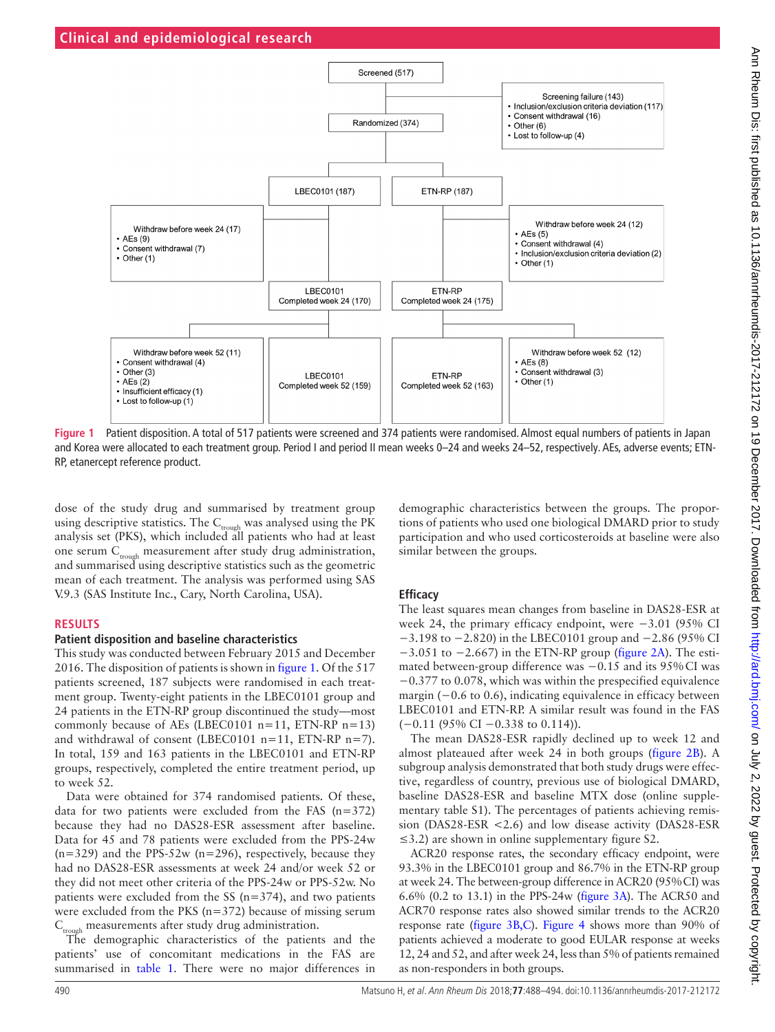Screened (517)

Screening failure (143)
- Inclusion/exclusion criteria deviation (117)
- Consent withdrawal (16)
- Other (6)
- Lost to follow-up (4)

Randomized (374)

LBEC0101 (187)

ETN-RP (187)

Withdraw before week 24 (17)
- AEs (9)
- Consent withdrawal (7)
- Other (1)

Withdraw before week 24 (12)
- AEs (5)
- Consent withdrawal (4)
- Inclusion/exclusion criteria deviation (2)
- Other (1)

LBEC0101 Completed week 24 (170)

ETN-RP Completed week 24 (175)

Withdraw before week 52 (11)
- Consent withdrawal (4)
- Other (3)
- AEs (2)
- Insufficient efficacy (1)
- Lost to follow-up (1)

LBEC0101 Completed week 52 (159)

ETN-RP Completed week 52 (163)

Withdraw before week 52 (12)
- AEs (8)
- Consent withdrawal (3)
- Other (1)

**Figure 1** Patient disposition. A total of 517 patients were screened and 374 patients were randomised. Almost equal numbers of patients in Japan and Korea were allocated to each treatment group. Period I and period II mean weeks 0–24 and weeks 24–52, respectively. AEs, adverse events; ETN-RP, etanercept reference product.

dose of the study drug and summarised by treatment group using descriptive statistics. The $C_{trough}$ was analysed using the PK analysis set (PKS), which included all patients who had at least one serum $C_{trough}$ measurement after study drug administration, and summarised using descriptive statistics such as the geometric mean of each treatment. The analysis was performed using SAS V.9.3 (SAS Institute Inc., Cary, North Carolina, USA).

## RESULTS

### Patient disposition and baseline characteristics

This study was conducted between February 2015 and December 2016. The disposition of patients is shown in figure 1. Of the 517 patients screened, 187 subjects were randomised in each treatment group. Twenty-eight patients in the LBEC0101 group and 24 patients in the ETN-RP group discontinued the study—most commonly because of AEs (LBEC0101 n=11, ETN-RP n=13) and withdrawal of consent (LBEC0101 n=11, ETN-RP n=7). In total, 159 and 163 patients in the LBEC0101 and ETN-RP groups, respectively, completed the entire treatment period, up to week 52.

Data were obtained for 374 randomised patients. Of these, data for two patients were excluded from the FAS (n=372) because they had no DAS28-ESR assessment after baseline. Data for 45 and 78 patients were excluded from the PPS-24w (n=329) and the PPS-52w (n=296), respectively, because they had no DAS28-ESR assessments at week 24 and/or week 52 or they did not meet other criteria of the PPS-24w or PPS-52w. No patients were excluded from the SS (n=374), and two patients were excluded from the PKS (n=372) because of missing serum $C_{trough}$ measurements after study drug administration.

The demographic characteristics of the patients and the patients' use of concomitant medications in the FAS are summarised in table 1. There were no major differences in demographic characteristics between the groups. The proportions of patients who used one biological DMARD prior to study participation and who used corticosteroids at baseline were also similar between the groups.

### Efficacy

The least squares mean changes from baseline in DAS28-ESR at week 24, the primary efficacy endpoint, were −3.01 (95% CI −3.198 to −2.820) in the LBEC0101 group and −2.86 (95% CI −3.051 to −2.667) in the ETN-RP group (figure 2A). The estimated between-group difference was −0.15 and its 95% CI was −0.377 to 0.078, which was within the prespecified equivalence margin (−0.6 to 0.6), indicating equivalence in efficacy between LBEC0101 and ETN-RP. A similar result was found in the FAS (−0.11 (95% CI −0.338 to 0.114)).

The mean DAS28-ESR rapidly declined up to week 12 and almost plateaued after week 24 in both groups (figure 2B). A subgroup analysis demonstrated that both study drugs were effective, regardless of country, previous use of biological DMARD, baseline DAS28-ESR and baseline MTX dose (online supplementary table S1). The percentages of patients achieving remission (DAS28-ESR <2.6) and low disease activity (DAS28-ESR ≤3.2) are shown in online supplementary figure S2.

ACR20 response rates, the secondary efficacy endpoint, were 93.3% in the LBEC0101 group and 86.7% in the ETN-RP group at week 24. The between-group difference in ACR20 (95% CI) was 6.6% (0.2 to 13.1) in the PPS-24w (figure 3A). The ACR50 and ACR70 response rates also showed similar trends to the ACR20 response rate (figure 3B,C). Figure 4 shows more than 90% of patients achieved a moderate to good EULAR response at weeks 12, 24 and 52, and after week 24, less than 5% of patients remained as non-responders in both groups.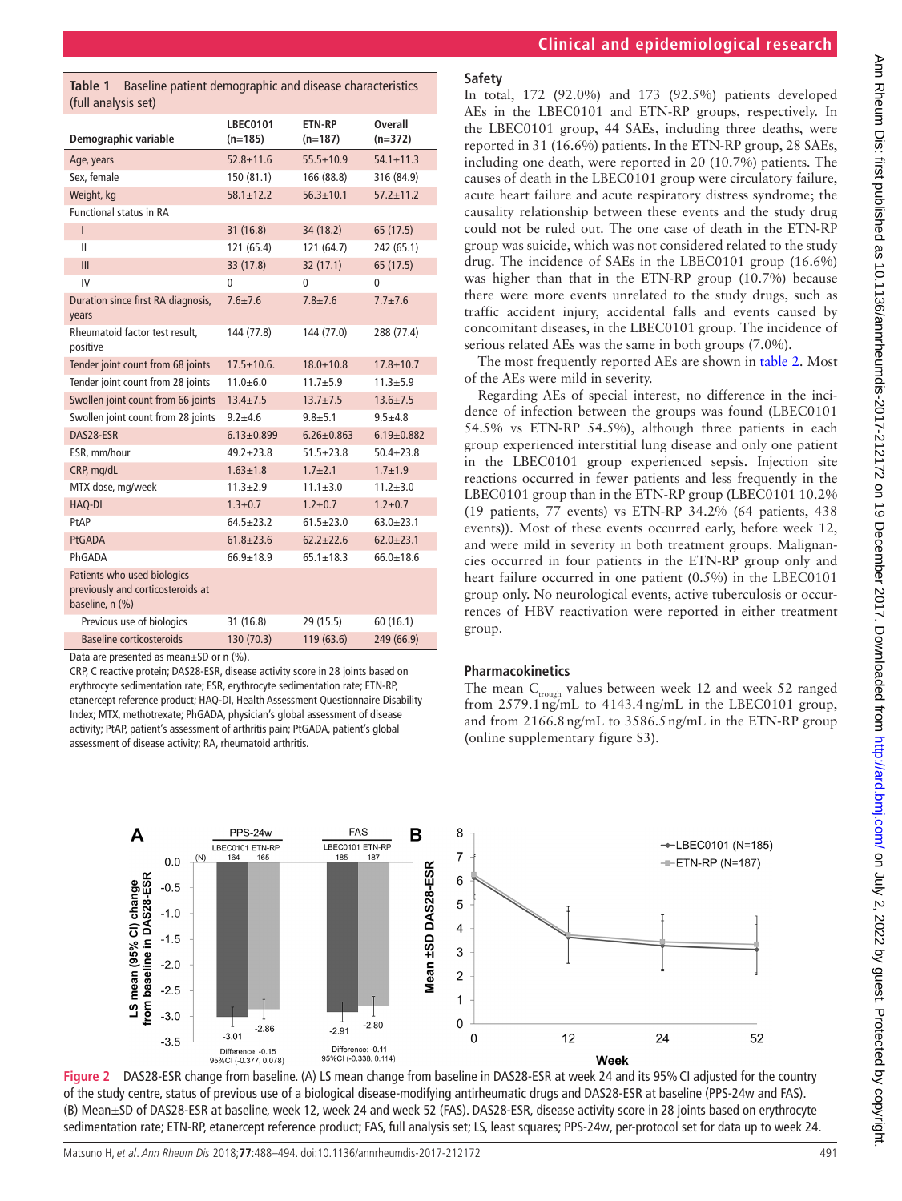**Table 1** Baseline patient demographic and disease characteristics (full analysis set)

| Demographic variable | LBEC0101 (n=185) | ETN-RP (n=187) | Overall (n=372) |
|---|---|---|---|
| Age, years | 52.8±11.6 | 55.5±10.9 | 54.1±11.3 |
| Sex, female | 150 (81.1) | 166 (88.8) | 316 (84.9) |
| Weight, kg | 58.1±12.2 | 56.3±10.1 | 57.2±11.2 |
| Functional status in RA | | | |
| I | 31 (16.8) | 34 (18.2) | 65 (17.5) |
| II | 121 (65.4) | 121 (64.7) | 242 (65.1) |
| III | 33 (17.8) | 32 (17.1) | 65 (17.5) |
| IV | 0 | 0 | 0 |
| Duration since first RA diagnosis, years | 7.6±7.6 | 7.8±7.6 | 7.7±7.6 |
| Rheumatoid factor test result, positive | 144 (77.8) | 144 (77.0) | 288 (77.4) |
| Tender joint count from 68 joints | 17.5±10.6. | 18.0±10.8 | 17.8±10.7 |
| Tender joint count from 28 joints | 11.0±6.0 | 11.7±5.9 | 11.3±5.9 |
| Swollen joint count from 66 joints | 13.4±7.5 | 13.7±7.5 | 13.6±7.5 |
| Swollen joint count from 28 joints | 9.2±4.6 | 9.8±5.1 | 9.5±4.8 |
| DAS28-ESR | 6.13±0.899 | 6.26±0.863 | 6.19±0.882 |
| ESR, mm/hour | 49.2±23.8 | 51.5±23.8 | 50.4±23.8 |
| CRP, mg/dL | 1.63±1.8 | 1.7±2.1 | 1.7±1.9 |
| MTX dose, mg/week | 11.3±2.9 | 11.1±3.0 | 11.2±3.0 |
| HAQ-DI | 1.3±0.7 | 1.2±0.7 | 1.2±0.7 |
| PtAP | 64.5±23.2 | 61.5±23.0 | 63.0±23.1 |
| PtGADA | 61.8±23.6 | 62.2±22.6 | 62.0±23.1 |
| PhGADA | 66.9±18.9 | 65.1±18.3 | 66.0±18.6 |
| Patients who used biologics previously and corticosteroids at baseline, n (%) | | | |
| Previous use of biologics | 31 (16.8) | 29 (15.5) | 60 (16.1) |
| Baseline corticosteroids | 130 (70.3) | 119 (63.6) | 249 (66.9) |

Data are presented as mean±SD or n (%).

CRP, C reactive protein; DAS28-ESR, disease activity score in 28 joints based on erythrocyte sedimentation rate; ESR, erythrocyte sedimentation rate; ETN-RP, etanercept reference product; HAQ-DI, Health Assessment Questionnaire Disability Index; MTX, methotrexate; PhGADA, physician's global assessment of disease activity; PtAP, patient's assessment of arthritis pain; PtGADA, patient's global assessment of disease activity; RA, rheumatoid arthritis.

## Safety

In total, 172 (92.0%) and 173 (92.5%) patients developed AEs in the LBEC0101 and ETN-RP groups, respectively. In the LBEC0101 group, 44 SAEs, including three deaths, were reported in 31 (16.6%) patients. In the ETN-RP group, 28 SAEs, including one death, were reported in 20 (10.7%) patients. The causes of death in the LBEC0101 group were circulatory failure, acute heart failure and acute respiratory distress syndrome; the causality relationship between these events and the study drug could not be ruled out. The one case of death in the ETN-RP group was suicide, which was not considered related to the study drug. The incidence of SAEs in the LBEC0101 group (16.6%) was higher than that in the ETN-RP group (10.7%) because there were more events unrelated to the study drugs, such as traffic accident injury, accidental falls and events caused by concomitant diseases, in the LBEC0101 group. The incidence of serious related AEs was the same in both groups (7.0%).

The most frequently reported AEs are shown in table 2. Most of the AEs were mild in severity.

Regarding AEs of special interest, no difference in the incidence of infection between the groups was found (LBEC0101 54.5% vs ETN-RP 54.5%), although three patients in each group experienced interstitial lung disease and only one patient in the LBEC0101 group experienced sepsis. Injection site reactions occurred in fewer patients and less frequently in the LBEC0101 group than in the ETN-RP group (LBEC0101 10.2% (19 patients, 77 events) vs ETN-RP 34.2% (64 patients, 438 events)). Most of these events occurred early, before week 12, and were mild in severity in both treatment groups. Malignancies occurred in four patients in the ETN-RP group only and heart failure occurred in one patient (0.5%) in the LBEC0101 group only. No neurological events, active tuberculosis or occurrences of HBV reactivation were reported in either treatment group.

## Pharmacokinetics

The mean $C_{trough}$ values between week 12 and week 52 ranged from 2579.1 ng/mL to 4143.4 ng/mL in the LBEC0101 group, and from 2166.8 ng/mL to 3586.5 ng/mL in the ETN-RP group (online supplementary figure S3).

**Figure 2** DAS28-ESR change from baseline. (A) LS mean change from baseline in DAS28-ESR at week 24 and its 95% CI adjusted for the country of the study centre, status of previous use of a biological disease-modifying antirheumatic drugs and DAS28-ESR at baseline (PPS-24w and FAS). (B) Mean±SD of DAS28-ESR at baseline, week 12, week 24 and week 52 (FAS). DAS28-ESR, disease activity score in 28 joints based on erythrocyte sedimentation rate; ETN-RP, etanercept reference product; FAS, full analysis set; LS, least squares; PPS-24w, per-protocol set for data up to week 24.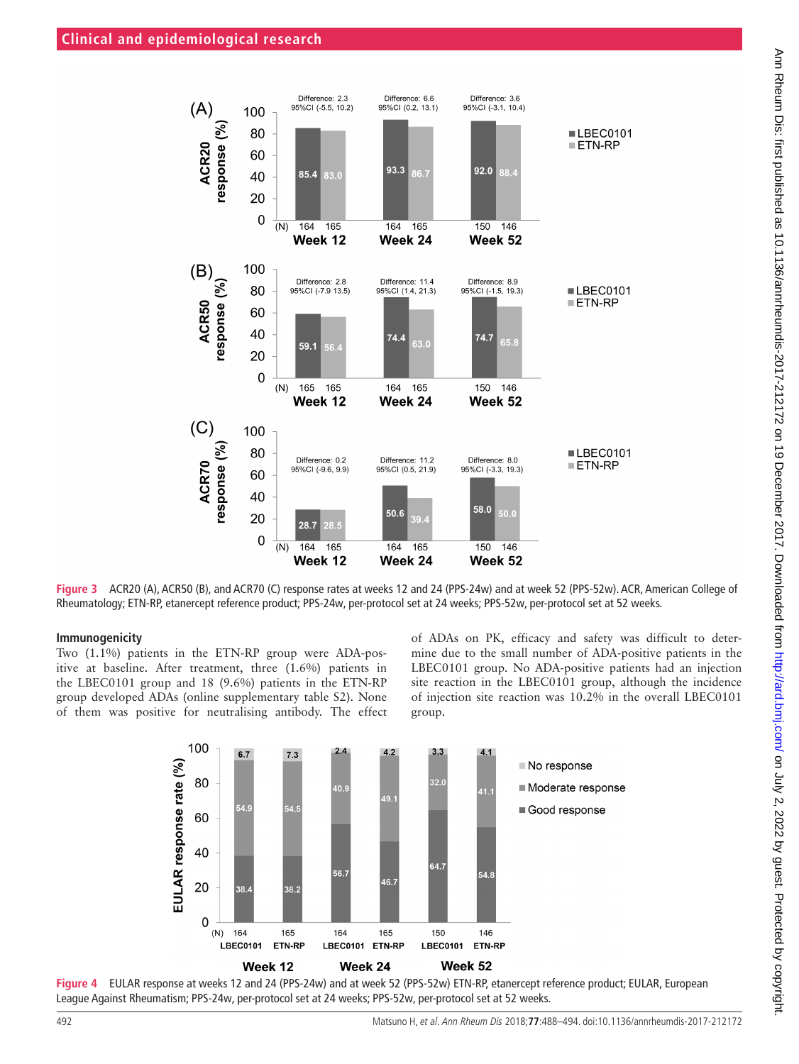Figure 3 ACR20 (A), ACR50 (B), and ACR70 (C) response rates at weeks 12 and 24 (PPS-24w) and at week 52 (PPS-52w). ACR, American College of Rheumatology; ETN-RP, etanercept reference product; PPS-24w, per-protocol set at 24 weeks; PPS-52w, per-protocol set at 52 weeks.

### Immunogenicity

Two (1.1%) patients in the ETN-RP group were ADA-positive at baseline. After treatment, three (1.6%) patients in the LBEC0101 group and 18 (9.6%) patients in the ETN-RP group developed ADAs (online supplementary table S2). None of them was positive for neutralising antibody. The effect of ADAs on PK, efficacy and safety was difficult to determine due to the small number of ADA-positive patients in the LBEC0101 group. No ADA-positive patients had an injection site reaction in the LBEC0101 group, although the incidence of injection site reaction was 10.2% in the overall LBEC0101 group.

Figure 4 EULAR response at weeks 12 and 24 (PPS-24w) and at week 52 (PPS-52w) ETN-RP, etanercept reference product; EULAR, European League Against Rheumatism; PPS-24w, per-protocol set at 24 weeks; PPS-52w, per-protocol set at 52 weeks.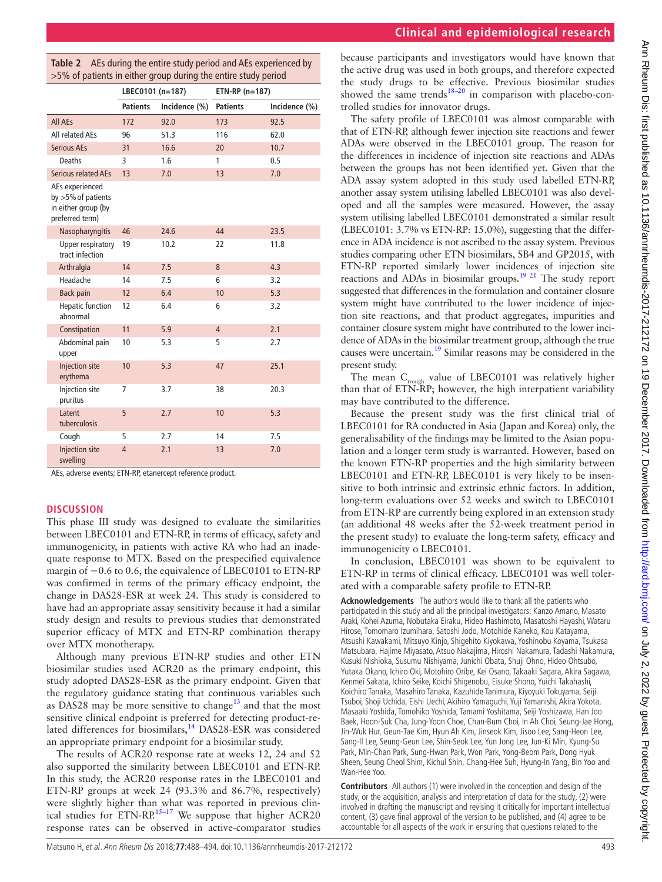**Table 2** AEs during the entire study period and AEs experienced by >5% of patients in either group during the entire study period

| | LBEC0101 (n=187) | | ETN-RP (n=187) | |
|---|---|---|---|---|
| | Patients | Incidence (%) | Patients | Incidence (%) |
| All AEs | 172 | 92.0 | 173 | 92.5 |
| All related AEs | 96 | 51.3 | 116 | 62.0 |
| Serious AEs | 31 | 16.6 | 20 | 10.7 |
| Deaths | 3 | 1.6 | 1 | 0.5 |
| Serious related AEs | 13 | 7.0 | 13 | 7.0 |
| AEs experienced by >5% of patients in either group (by preferred term) | | | | |
| Nasopharyngitis | 46 | 24.6 | 44 | 23.5 |
| Upper respiratory tract infection | 19 | 10.2 | 22 | 11.8 |
| Arthralgia | 14 | 7.5 | 8 | 4.3 |
| Headache | 14 | 7.5 | 6 | 3.2 |
| Back pain | 12 | 6.4 | 10 | 5.3 |
| Hepatic function abnormal | 12 | 6.4 | 6 | 3.2 |
| Constipation | 11 | 5.9 | 4 | 2.1 |
| Abdominal pain upper | 10 | 5.3 | 5 | 2.7 |
| Injection site erythema | 10 | 5.3 | 47 | 25.1 |
| Injection site pruritus | 7 | 3.7 | 38 | 20.3 |
| Latent tuberculosis | 5 | 2.7 | 10 | 5.3 |
| Cough | 5 | 2.7 | 14 | 7.5 |
| Injection site swelling | 4 | 2.1 | 13 | 7.0 |

AEs, adverse events; ETN-RP, etanercept reference product.

## DISCUSSION

This phase III study was designed to evaluate the similarities between LBEC0101 and ETN-RP, in terms of efficacy, safety and immunogenicity, in patients with active RA who had an inadequate response to MTX. Based on the prespecified equivalence margin of −0.6 to 0.6, the equivalence of LBEC0101 to ETN-RP was confirmed in terms of the primary efficacy endpoint, the change in DAS28-ESR at week 24. This study is considered to have had an appropriate assay sensitivity because it had a similar study design and results to previous studies that demonstrated superior efficacy of MTX and ETN-RP combination therapy over MTX monotherapy.

Although many previous ETN-RP studies and other ETN biosimilar studies used ACR20 as the primary endpoint, this study adopted DAS28-ESR as the primary endpoint. Given that the regulatory guidance stating that continuous variables such as DAS28 may be more sensitive to change[13] and that the most sensitive clinical endpoint is preferred for detecting product-related differences for biosimilars,[14] DAS28-ESR was considered an appropriate primary endpoint for a biosimilar study.

The results of ACR20 response rate at weeks 12, 24 and 52 also supported the similarity between LBEC0101 and ETN-RP. In this study, the ACR20 response rates in the LBEC0101 and ETN-RP groups at week 24 (93.3% and 86.7%, respectively) were slightly higher than what was reported in previous clinical studies for ETN-RP.[15–17] We suppose that higher ACR20 response rates can be observed in active-comparator studies because participants and investigators would have known that the active drug was used in both groups, and therefore expected the study drugs to be effective. Previous biosimilar studies showed the same trends[18–20] in comparison with placebo-controlled studies for innovator drugs.

The safety profile of LBEC0101 was almost comparable with that of ETN-RP, although fewer injection site reactions and fewer ADAs were observed in the LBEC0101 group. The reason for the differences in incidence of injection site reactions and ADAs between the groups has not been identified yet. Given that the ADA assay system adopted in this study used labelled ETN-RP, another assay system utilising labelled LBEC0101 was also developed and all the samples were measured. However, the assay system utilising labelled LBEC0101 demonstrated a similar result (LBEC0101: 3.7% vs ETN-RP: 15.0%), suggesting that the difference in ADA incidence is not ascribed to the assay system. Previous studies comparing other ETN biosimilars, SB4 and GP2015, with ETN-RP reported similarly lower incidences of injection site reactions and ADAs in biosimilar groups.[19 21] The study report suggested that differences in the formulation and container closure system might have contributed to the lower incidence of injection site reactions, and that product aggregates, impurities and container closure system might have contributed to the lower incidence of ADAs in the biosimilar treatment group, although the true causes were uncertain.[19] Similar reasons may be considered in the present study.

The mean $C_{trough}$ value of LBEC0101 was relatively higher than that of ETN-RP; however, the high interpatient variability may have contributed to the difference.

Because the present study was the first clinical trial of LBEC0101 for RA conducted in Asia (Japan and Korea) only, the generalisability of the findings may be limited to the Asian population and a longer term study is warranted. However, based on the known ETN-RP properties and the high similarity between LBEC0101 and ETN-RP, LBEC0101 is very likely to be insensitive to both intrinsic and extrinsic ethnic factors. In addition, long-term evaluations over 52 weeks and switch to LBEC0101 from ETN-RP are currently being explored in an extension study (an additional 48 weeks after the 52-week treatment period in the present study) to evaluate the long-term safety, efficacy and immunogenicity o LBEC0101.

In conclusion, LBEC0101 was shown to be equivalent to ETN-RP in terms of clinical efficacy. LBEC0101 was well tolerated with a comparable safety profile to ETN-RP.

**Acknowledgements** The authors would like to thank all the patients who participated in this study and all the principal investigators: Kanzo Amano, Masato Araki, Kohei Azuma, Nobutaka Eiraku, Hideo Hashimoto, Masatoshi Hayashi, Wataru Hirose, Tomomaro Izumihara, Satoshi Jodo, Motohide Kaneko, Kou Katayama, Atsushi Kawakami, Mitsuyo Kinjo, Shigehito Kiyokawa, Yoshinobu Koyama, Tsukasa Matsubara, Hajime Miyasato, Atsuo Nakajima, Hiroshi Nakamura, Tadashi Nakamura, Kusuki Nishioka, Susumu Nishiyama, Junichi Obata, Shuji Ohno, Hideo Ohtsubo, Yutaka Okano, Ichiro Oki, Motohiro Oribe, Kei Osano, Takaaki Sagara, Akira Sagawa, Kenmei Sakata, Ichiro Seike, Koichi Shigenobu, Eisuke Shono, Yuichi Takahashi, Koichiro Tanaka, Masahiro Tanaka, Kazuhide Tanimura, Kiyoyuki Tokuyama, Seiji Tsuboi, Shoji Uchida, Eishi Uechi, Akihiro Yamaguchi, Yuji Yamanishi, Akira Yokota, Masaaki Yoshida, Tomohiko Yoshida, Tamami Yoshitama, Seiji Yoshizawa, Han Joo Baek, Hoon-Suk Cha, Jung-Yoon Choe, Chan-Bum Choi, In Ah Choi, Seung-Jae Hong, Jin-Wuk Hur, Geun-Tae Kim, Hyun Ah Kim, Jinseok Kim, Jisoo Lee, Sang-Heon Lee, Sang-Il Lee, Seung-Geun Lee, Shin-Seok Lee, Yun Jong Lee, Jun-Ki Min, Kyung-Su Park, Min-Chan Park, Sung-Hwan Park, Won Park, Yong-Beom Park, Dong Hyuk Sheen, Seung Cheol Shim, Kichul Shin, Chang-Hee Suh, Hyung-In Yang, Bin Yoo and Wan-Hee Yoo.

**Contributors** All authors (1) were involved in the conception and design of the study, or the acquisition, analysis and interpretation of data for the study, (2) were involved in drafting the manuscript and revising it critically for important intellectual content, (3) gave final approval of the version to be published, and (4) agree to be accountable for all aspects of the work in ensuring that questions related to the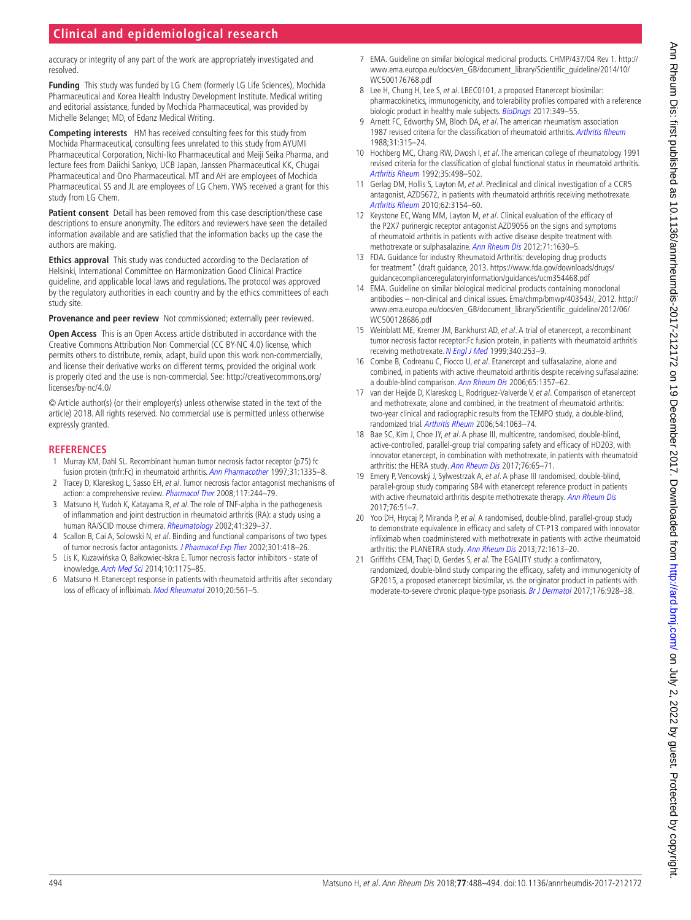accuracy or integrity of any part of the work are appropriately investigated and resolved.

**Funding** This study was funded by LG Chem (formerly LG Life Sciences), Mochida Pharmaceutical and Korea Health Industry Development Institute. Medical writing and editorial assistance, funded by Mochida Pharmaceutical, was provided by Michelle Belanger, MD, of Edanz Medical Writing.

**Competing interests** HM has received consulting fees for this study from Mochida Pharmaceutical, consulting fees unrelated to this study from AYUMI Pharmaceutical Corporation, Nichi-Iko Pharmaceutical and Meiji Seika Pharma, and lecture fees from Daiichi Sankyo, UCB Japan, Janssen Pharmaceutical KK, Chugai Pharmaceutical and Ono Pharmaceutical. MT and AH are employees of Mochida Pharmaceutical. SS and JL are employees of LG Chem. YWS received a grant for this study from LG Chem.

**Patient consent** Detail has been removed from this case description/these case descriptions to ensure anonymity. The editors and reviewers have seen the detailed information available and are satisfied that the information backs up the case the authors are making.

**Ethics approval** This study was conducted according to the Declaration of Helsinki, International Committee on Harmonization Good Clinical Practice guideline, and applicable local laws and regulations. The protocol was approved by the regulatory authorities in each country and by the ethics committees of each study site.

**Provenance and peer review** Not commissioned; externally peer reviewed.

**Open Access** This is an Open Access article distributed in accordance with the Creative Commons Attribution Non Commercial (CC BY-NC 4.0) license, which permits others to distribute, remix, adapt, build upon this work non-commercially, and license their derivative works on different terms, provided the original work is properly cited and the use is non-commercial. See: http://creativecommons.org/licenses/by-nc/4.0/

© Article author(s) (or their employer(s) unless otherwise stated in the text of the article) 2018. All rights reserved. No commercial use is permitted unless otherwise expressly granted.

## REFERENCES

1. Murray KM, Dahl SL. Recombinant human tumor necrosis factor receptor (p75) fc fusion protein (tnfr:Fc) in rheumatoid arthritis. *Ann Pharmacother* 1997;31:1335–8.
2. Tracey D, Klareskog L, Sasso EH, *et al*. Tumor necrosis factor antagonist mechanisms of action: a comprehensive review. *Pharmacol Ther* 2008;117:244–79.
3. Matsuno H, Yudoh K, Katayama R, *et al*. The role of TNF-alpha in the pathogenesis of inflammation and joint destruction in rheumatoid arthritis (RA): a study using a human RA/SCID mouse chimera. *Rheumatology* 2002;41:329–37.
4. Scallon B, Cai A, Solowski N, *et al*. Binding and functional comparisons of two types of tumor necrosis factor antagonists. *J Pharmacol Exp Ther* 2002;301:418–26.
5. Lis K, Kuzawińska O, Bałkowiec-Iskra E. Tumor necrosis factor inhibitors - state of knowledge. *Arch Med Sci* 2014;10:1175–85.
6. Matsuno H. Etanercept response in patients with rheumatoid arthritis after secondary loss of efficacy of infliximab. *Mod Rheumatol* 2010;20:561–5.
7. EMA. Guideline on similar biological medicinal products. CHMP/437/04 Rev 1. http://www.ema.europa.eu/docs/en_GB/document_library/Scientific_guideline/2014/10/WC500176768.pdf
8. Lee H, Chung H, Lee S, *et al*. LBEC0101, a proposed Etanercept biosimilar: pharmacokinetics, immunogenicity, and tolerability profiles compared with a reference biologic product in healthy male subjects. *BioDrugs* 2017:349–55.
9. Arnett FC, Edworthy SM, Bloch DA, *et al*. The american rheumatism association 1987 revised criteria for the classification of rheumatoid arthritis. *Arthritis Rheum* 1988;31:315–24.
10. Hochberg MC, Chang RW, Dwosh I, *et al*. The american college of rheumatology 1991 revised criteria for the classification of global functional status in rheumatoid arthritis. *Arthritis Rheum* 1992;35:498–502.
11. Gerlag DM, Hollis S, Layton M, *et al*. Preclinical and clinical investigation of a CCR5 antagonist, AZD5672, in patients with rheumatoid arthritis receiving methotrexate. *Arthritis Rheum* 2010;62:3154–60.
12. Keystone EC, Wang MM, Layton M, *et al*. Clinical evaluation of the efficacy of the P2X7 purinergic receptor antagonist AZD9056 on the signs and symptoms of rheumatoid arthritis in patients with active disease despite treatment with methotrexate or sulphasalazine. *Ann Rheum Dis* 2012;71:1630–5.
13. FDA. Guidance for industry Rheumatoid Arthritis: developing drug products for treatment" (draft guidance, 2013. https://www.fda.gov/downloads/drugs/guidancecomplianceregulatoryinformation/guidances/ucm354468.pdf
14. EMA. Guideline on similar biological medicinal products containing monoclonal antibodies – non-clinical and clinical issues. Ema/chmp/bmwp/403543/, 2012. http://www.ema.europa.eu/docs/en_GB/document_library/Scientific_guideline/2012/06/WC500128686.pdf
15. Weinblatt ME, Kremer JM, Bankhurst AD, *et al*. A trial of etanercept, a recombinant tumor necrosis factor receptor:Fc fusion protein, in patients with rheumatoid arthritis receiving methotrexate. *N Engl J Med* 1999;340:253–9.
16. Combe B, Codreanu C, Fiocco U, *et al*. Etanercept and sulfasalazine, alone and combined, in patients with active rheumatoid arthritis despite receiving sulfasalazine: a double-blind comparison. *Ann Rheum Dis* 2006;65:1357–62.
17. van der Heijde D, Klareskog L, Rodriguez-Valverde V, *et al*. Comparison of etanercept and methotrexate, alone and combined, in the treatment of rheumatoid arthritis: two-year clinical and radiographic results from the TEMPO study, a double-blind, randomized trial. *Arthritis Rheum* 2006;54:1063–74.
18. Bae SC, Kim J, Choe JY, *et al*. A phase III, multicentre, randomised, double-blind, active-controlled, parallel-group trial comparing safety and efficacy of HD203, with innovator etanercept, in combination with methotrexate, in patients with rheumatoid arthritis: the HERA study. *Ann Rheum Dis* 2017;76:65–71.
19. Emery P, Vencovský J, Sylwestrzak A, *et al*. A phase III randomised, double-blind, parallel-group study comparing SB4 with etanercept reference product in patients with active rheumatoid arthritis despite methotrexate therapy. *Ann Rheum Dis* 2017;76:51–7.
20. Yoo DH, Hrycaj P, Miranda P, *et al*. A randomised, double-blind, parallel-group study to demonstrate equivalence in efficacy and safety of CT-P13 compared with innovator infliximab when coadministered with methotrexate in patients with active rheumatoid arthritis: the PLANETRA study. *Ann Rheum Dis* 2013;72:1613–20.
21. Griffiths CEM, Thaçi D, Gerdes S, *et al*. The EGALITY study: a confirmatory, randomized, double-blind study comparing the efficacy, safety and immunogenicity of GP2015, a proposed etanercept biosimilar, vs. the originator product in patients with moderate-to-severe chronic plaque-type psoriasis. *Br J Dermatol* 2017;176:928–38.